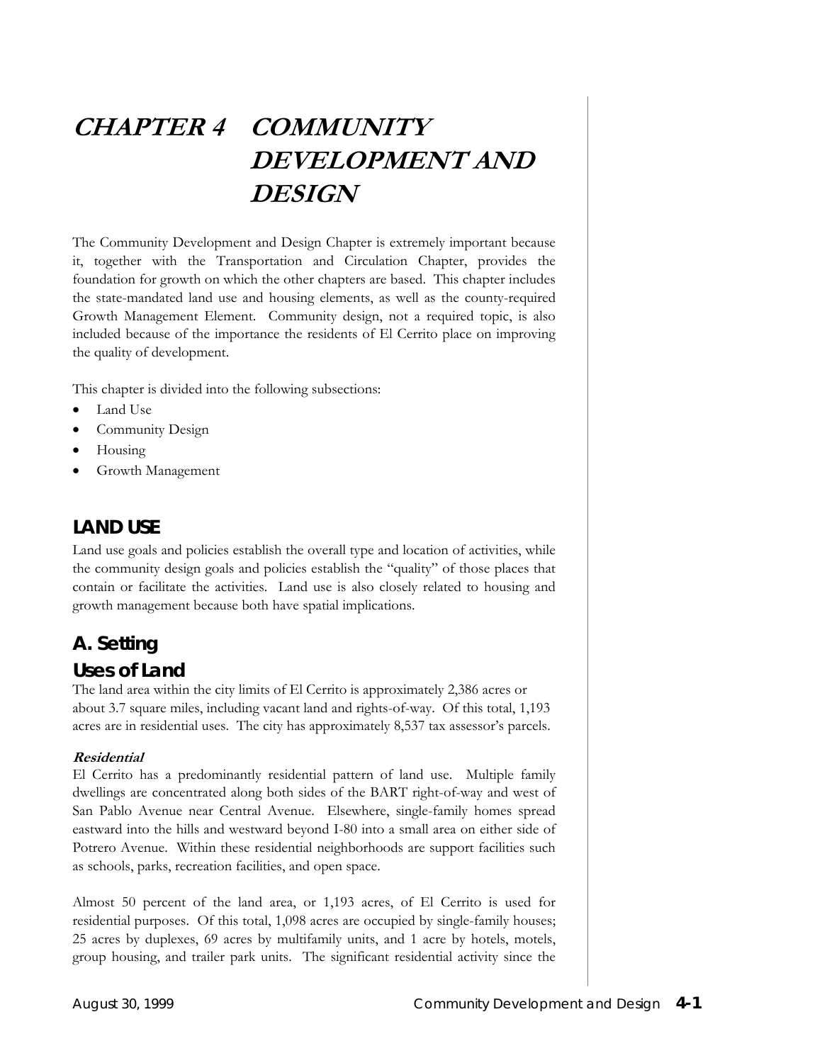# CHAPTER 4 COMMUNITY DEVELOPMENT AND DESIGN

The Community Development and Design Chapter is extremely important because it, together with the Transportation and Circulation Chapter, provides the foundation for growth on which the other chapters are based. This chapter includes the state-mandated land use and housing elements, as well as the county-required Growth Management Element. Community design, not a required topic, is also included because of the importance the residents of El Cerrito place on improving the quality of development.

This chapter is divided into the following subsections:

- Land Use
- Community Design
- Housing
- Growth Management

## LAND USE

Land use goals and policies establish the overall type and location of activities, while the community design goals and policies establish the "quality" of those places that contain or facilitate the activities. Land use is also closely related to housing and growth management because both have spatial implications.

### A. Setting

### Uses of Land

The land area within the city limits of El Cerrito is approximately 2,386 acres or about 3.7 square miles, including vacant land and rights-of-way. Of this total, 1,193 acres are in residential uses. The city has approximately 8,537 tax assessor's parcels.

***Residential***

El Cerrito has a predominantly residential pattern of land use. Multiple family dwellings are concentrated along both sides of the BART right-of-way and west of San Pablo Avenue near Central Avenue. Elsewhere, single-family homes spread eastward into the hills and westward beyond I-80 into a small area on either side of Potrero Avenue. Within these residential neighborhoods are support facilities such as schools, parks, recreation facilities, and open space.

Almost 50 percent of the land area, or 1,193 acres, of El Cerrito is used for residential purposes. Of this total, 1,098 acres are occupied by single-family houses; 25 acres by duplexes, 69 acres by multifamily units, and 1 acre by hotels, motels, group housing, and trailer park units. The significant residential activity since the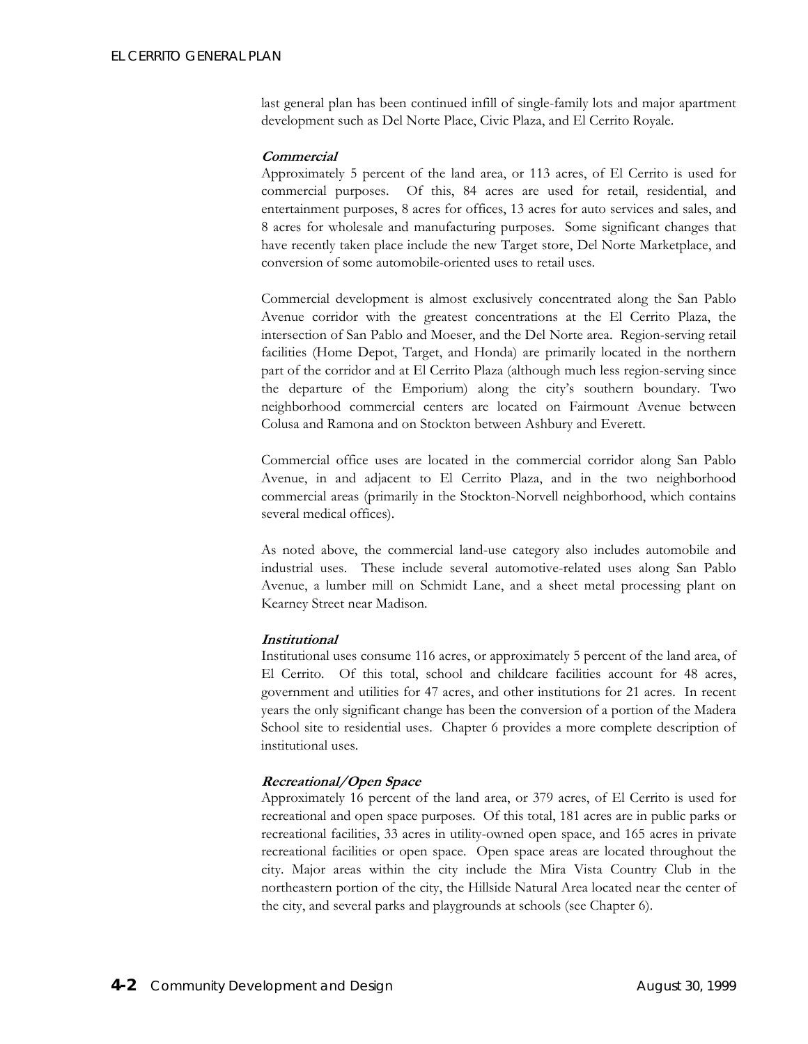last general plan has been continued infill of single-family lots and major apartment development such as Del Norte Place, Civic Plaza, and El Cerrito Royale.

### *Commercial*

Approximately 5 percent of the land area, or 113 acres, of El Cerrito is used for commercial purposes. Of this, 84 acres are used for retail, residential, and entertainment purposes, 8 acres for offices, 13 acres for auto services and sales, and 8 acres for wholesale and manufacturing purposes. Some significant changes that have recently taken place include the new Target store, Del Norte Marketplace, and conversion of some automobile-oriented uses to retail uses.

Commercial development is almost exclusively concentrated along the San Pablo Avenue corridor with the greatest concentrations at the El Cerrito Plaza, the intersection of San Pablo and Moeser, and the Del Norte area. Region-serving retail facilities (Home Depot, Target, and Honda) are primarily located in the northern part of the corridor and at El Cerrito Plaza (although much less region-serving since the departure of the Emporium) along the city's southern boundary. Two neighborhood commercial centers are located on Fairmount Avenue between Colusa and Ramona and on Stockton between Ashbury and Everett.

Commercial office uses are located in the commercial corridor along San Pablo Avenue, in and adjacent to El Cerrito Plaza, and in the two neighborhood commercial areas (primarily in the Stockton-Norvell neighborhood, which contains several medical offices).

As noted above, the commercial land-use category also includes automobile and industrial uses. These include several automotive-related uses along San Pablo Avenue, a lumber mill on Schmidt Lane, and a sheet metal processing plant on Kearney Street near Madison.

### *Institutional*

Institutional uses consume 116 acres, or approximately 5 percent of the land area, of El Cerrito. Of this total, school and childcare facilities account for 48 acres, government and utilities for 47 acres, and other institutions for 21 acres. In recent years the only significant change has been the conversion of a portion of the Madera School site to residential uses. Chapter 6 provides a more complete description of institutional uses.

### *Recreational/Open Space*

Approximately 16 percent of the land area, or 379 acres, of El Cerrito is used for recreational and open space purposes. Of this total, 181 acres are in public parks or recreational facilities, 33 acres in utility-owned open space, and 165 acres in private recreational facilities or open space. Open space areas are located throughout the city. Major areas within the city include the Mira Vista Country Club in the northeastern portion of the city, the Hillside Natural Area located near the center of the city, and several parks and playgrounds at schools (see Chapter 6).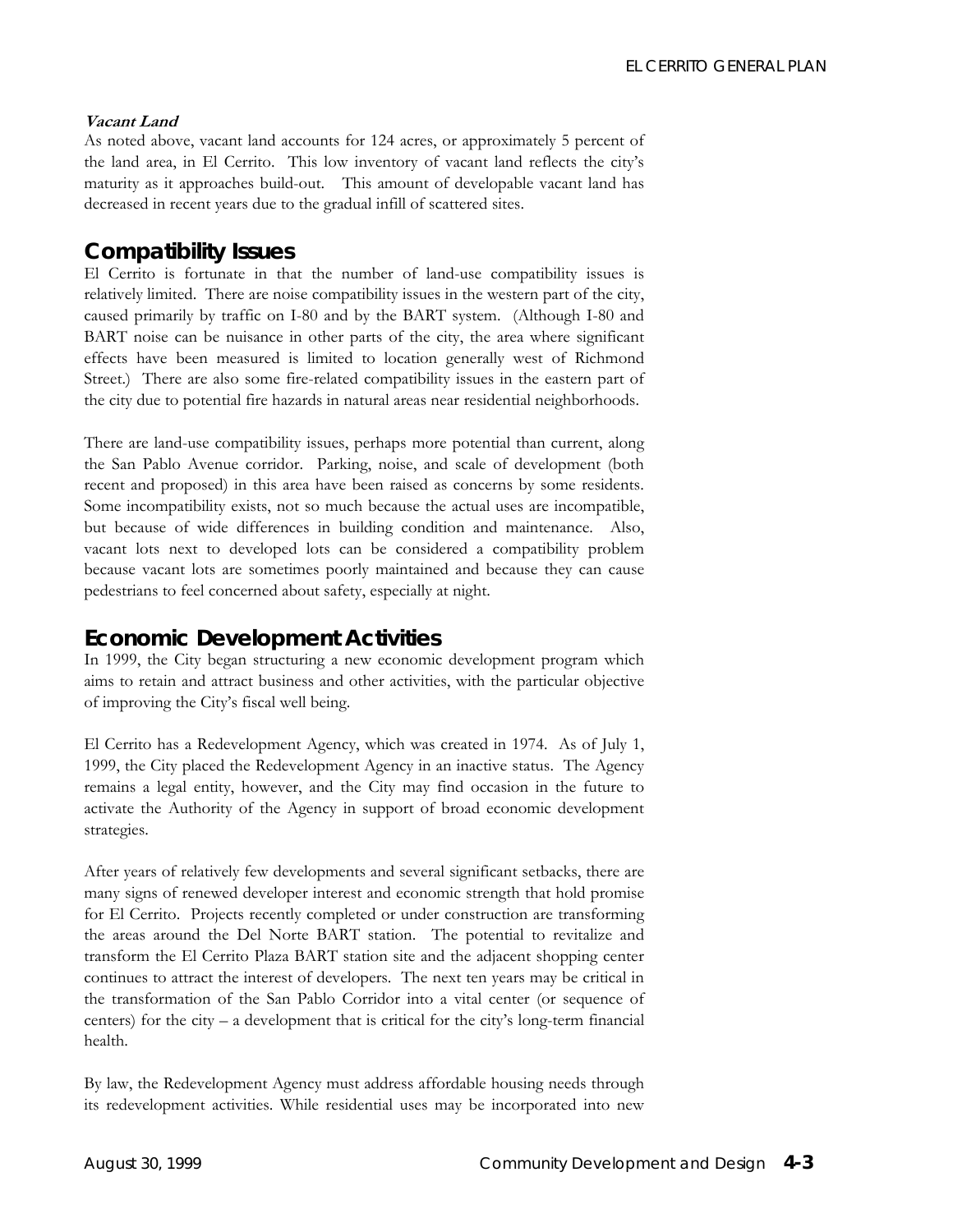***Vacant Land***
As noted above, vacant land accounts for 124 acres, or approximately 5 percent of the land area, in El Cerrito. This low inventory of vacant land reflects the city's maturity as it approaches build-out. This amount of developable vacant land has decreased in recent years due to the gradual infill of scattered sites.

## Compatibility Issues

El Cerrito is fortunate in that the number of land-use compatibility issues is relatively limited. There are noise compatibility issues in the western part of the city, caused primarily by traffic on I-80 and by the BART system. (Although I-80 and BART noise can be nuisance in other parts of the city, the area where significant effects have been measured is limited to location generally west of Richmond Street.) There are also some fire-related compatibility issues in the eastern part of the city due to potential fire hazards in natural areas near residential neighborhoods.

There are land-use compatibility issues, perhaps more potential than current, along the San Pablo Avenue corridor. Parking, noise, and scale of development (both recent and proposed) in this area have been raised as concerns by some residents. Some incompatibility exists, not so much because the actual uses are incompatible, but because of wide differences in building condition and maintenance. Also, vacant lots next to developed lots can be considered a compatibility problem because vacant lots are sometimes poorly maintained and because they can cause pedestrians to feel concerned about safety, especially at night.

## Economic Development Activities

In 1999, the City began structuring a new economic development program which aims to retain and attract business and other activities, with the particular objective of improving the City's fiscal well being.

El Cerrito has a Redevelopment Agency, which was created in 1974. As of July 1, 1999, the City placed the Redevelopment Agency in an inactive status. The Agency remains a legal entity, however, and the City may find occasion in the future to activate the Authority of the Agency in support of broad economic development strategies.

After years of relatively few developments and several significant setbacks, there are many signs of renewed developer interest and economic strength that hold promise for El Cerrito. Projects recently completed or under construction are transforming the areas around the Del Norte BART station. The potential to revitalize and transform the El Cerrito Plaza BART station site and the adjacent shopping center continues to attract the interest of developers. The next ten years may be critical in the transformation of the San Pablo Corridor into a vital center (or sequence of centers) for the city – a development that is critical for the city's long-term financial health.

By law, the Redevelopment Agency must address affordable housing needs through its redevelopment activities. While residential uses may be incorporated into new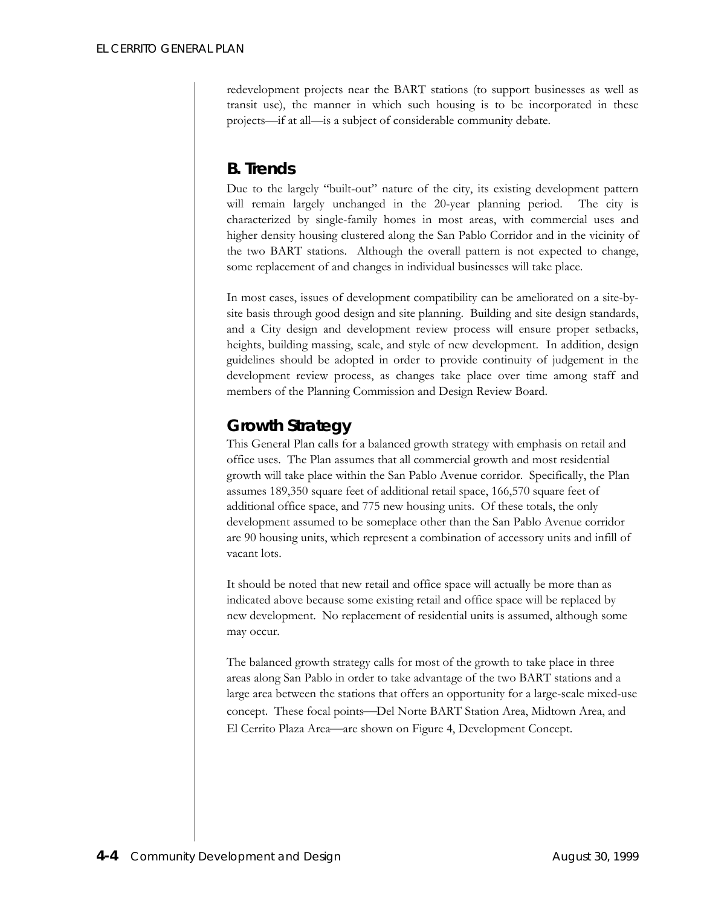redevelopment projects near the BART stations (to support businesses as well as transit use), the manner in which such housing is to be incorporated in these projects—if at all—is a subject of considerable community debate.

## B. Trends

Due to the largely "built-out" nature of the city, its existing development pattern will remain largely unchanged in the 20-year planning period. The city is characterized by single-family homes in most areas, with commercial uses and higher density housing clustered along the San Pablo Corridor and in the vicinity of the two BART stations. Although the overall pattern is not expected to change, some replacement of and changes in individual businesses will take place.

In most cases, issues of development compatibility can be ameliorated on a site-by-site basis through good design and site planning. Building and site design standards, and a City design and development review process will ensure proper setbacks, heights, building massing, scale, and style of new development. In addition, design guidelines should be adopted in order to provide continuity of judgement in the development review process, as changes take place over time among staff and members of the Planning Commission and Design Review Board.

## Growth Strategy

This General Plan calls for a balanced growth strategy with emphasis on retail and office uses. The Plan assumes that all commercial growth and most residential growth will take place within the San Pablo Avenue corridor. Specifically, the Plan assumes 189,350 square feet of additional retail space, 166,570 square feet of additional office space, and 775 new housing units. Of these totals, the only development assumed to be someplace other than the San Pablo Avenue corridor are 90 housing units, which represent a combination of accessory units and infill of vacant lots.

It should be noted that new retail and office space will actually be more than as indicated above because some existing retail and office space will be replaced by new development. No replacement of residential units is assumed, although some may occur.

The balanced growth strategy calls for most of the growth to take place in three areas along San Pablo in order to take advantage of the two BART stations and a large area between the stations that offers an opportunity for a large-scale mixed-use concept. These focal points—Del Norte BART Station Area, Midtown Area, and El Cerrito Plaza Area—are shown on Figure 4, Development Concept.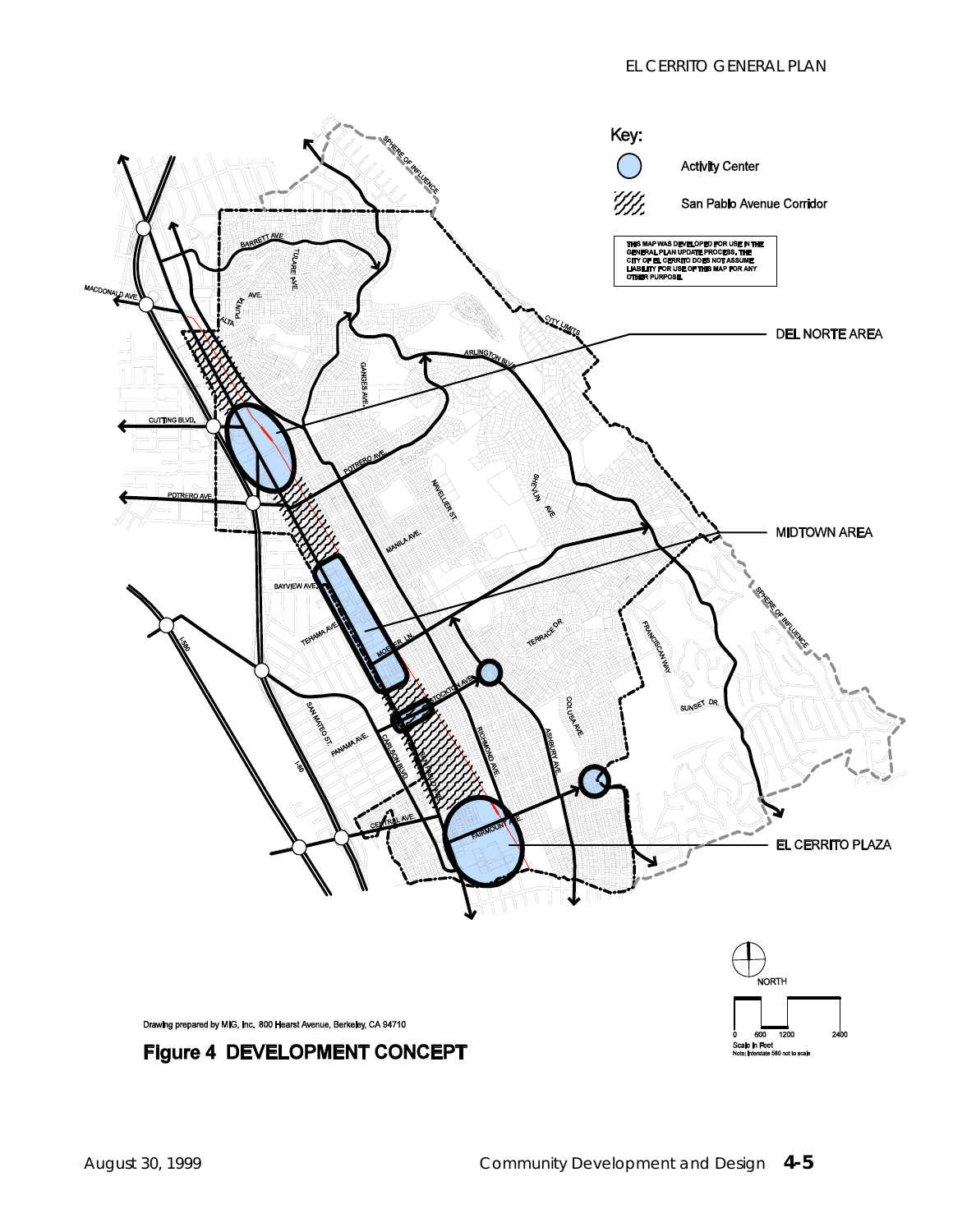Key:

Activity Center

San Pablo Avenue Corridor

THIS MAP WAS DEVELOPED FOR USE IN THE GENERAL PLAN UPDATE PROCESS. THE CITY OF EL CERRITO DOES NOT ASSUME LIABILITY FOR USE OF THIS MAP FOR ANY OTHER PURPOSE.

DEL NORTE AREA

MIDTOWN AREA

EL CERRITO PLAZA

SPHERE OF INFLUENCE

CITY LIMITS

BARRETT AVE

TULARE AVE.

PUNTA AVE.

ALTA

MACDONALD AVE.

ARLINGTON BLVD.

GANGES AVE.

CUTTING BLVD.

POTRERO AVE.

NAVELLIER ST.

SHEVLIN AVE.

MANILA AVE.

BAYVIEW AVE.

TEHAMA AVE.

MOESER LN.

TERRACE DR.

FRANCISCAN WAY

STOCKTON AVE.

COLUSA AVE.

SUNSET DR.

I-580

SAN MATEO ST.

PANAMA AVE.

CARLSON BLVD.

SAN PABLO AVE.

RICHMOND AVE.

ASHBURY AVE.

I-80

CENTRAL AVE.

FAIRMOUNT AVE.

NORTH

0 600 1200 2400

Scale in Feet

Note: Interstate 580 not to scale

Drawing prepared by MIG, Inc. 800 Hearst Avenue, Berkeley, CA 94710

**Figure 4 DEVELOPMENT CONCEPT**